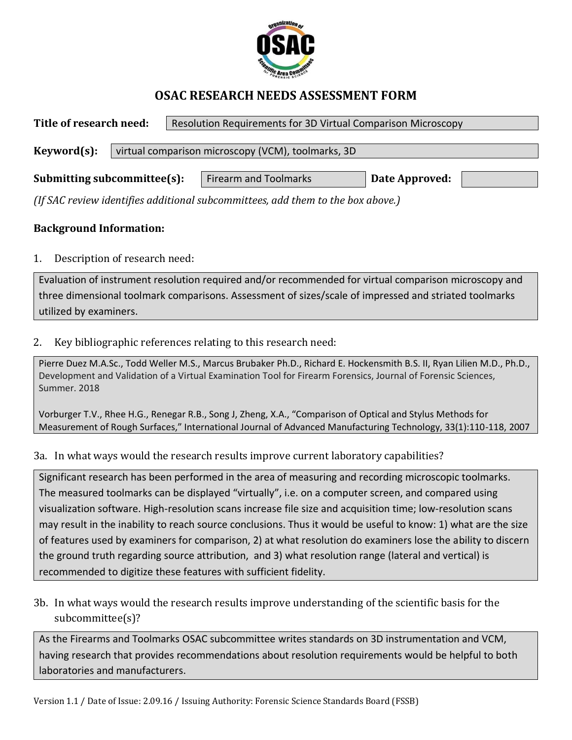# OSAC RESEARCH NEEDS ASSESSMENT FORM

**Title of research need:** Resolution Requirements for 3D Virtual Comparison Microscopy

**Keyword(s):** virtual comparison microscopy (VCM), toolmarks, 3D

**Submitting subcommittee(s):** Firearm and Toolmarks **Date Approved:**

*(If SAC review identifies additional subcommittees, add them to the box above.)*

**Background Information:**

1. Description of research need:

Evaluation of instrument resolution required and/or recommended for virtual comparison microscopy and three dimensional toolmark comparisons. Assessment of sizes/scale of impressed and striated toolmarks utilized by examiners.

2. Key bibliographic references relating to this research need:

Pierre Duez M.A.Sc., Todd Weller M.S., Marcus Brubaker Ph.D., Richard E. Hockensmith B.S. II, Ryan Lilien M.D., Ph.D., Development and Validation of a Virtual Examination Tool for Firearm Forensics, Journal of Forensic Sciences, Summer. 2018

Vorburger T.V., Rhee H.G., Renegar R.B., Song J, Zheng, X.A., "Comparison of Optical and Stylus Methods for Measurement of Rough Surfaces," International Journal of Advanced Manufacturing Technology, 33(1):110-118, 2007

3a. In what ways would the research results improve current laboratory capabilities?

Significant research has been performed in the area of measuring and recording microscopic toolmarks. The measured toolmarks can be displayed "virtually", i.e. on a computer screen, and compared using visualization software. High-resolution scans increase file size and acquisition time; low-resolution scans may result in the inability to reach source conclusions. Thus it would be useful to know: 1) what are the size of features used by examiners for comparison, 2) at what resolution do examiners lose the ability to discern the ground truth regarding source attribution, and 3) what resolution range (lateral and vertical) is recommended to digitize these features with sufficient fidelity.

3b. In what ways would the research results improve understanding of the scientific basis for the subcommittee(s)?

As the Firearms and Toolmarks OSAC subcommittee writes standards on 3D instrumentation and VCM, having research that provides recommendations about resolution requirements would be helpful to both laboratories and manufacturers.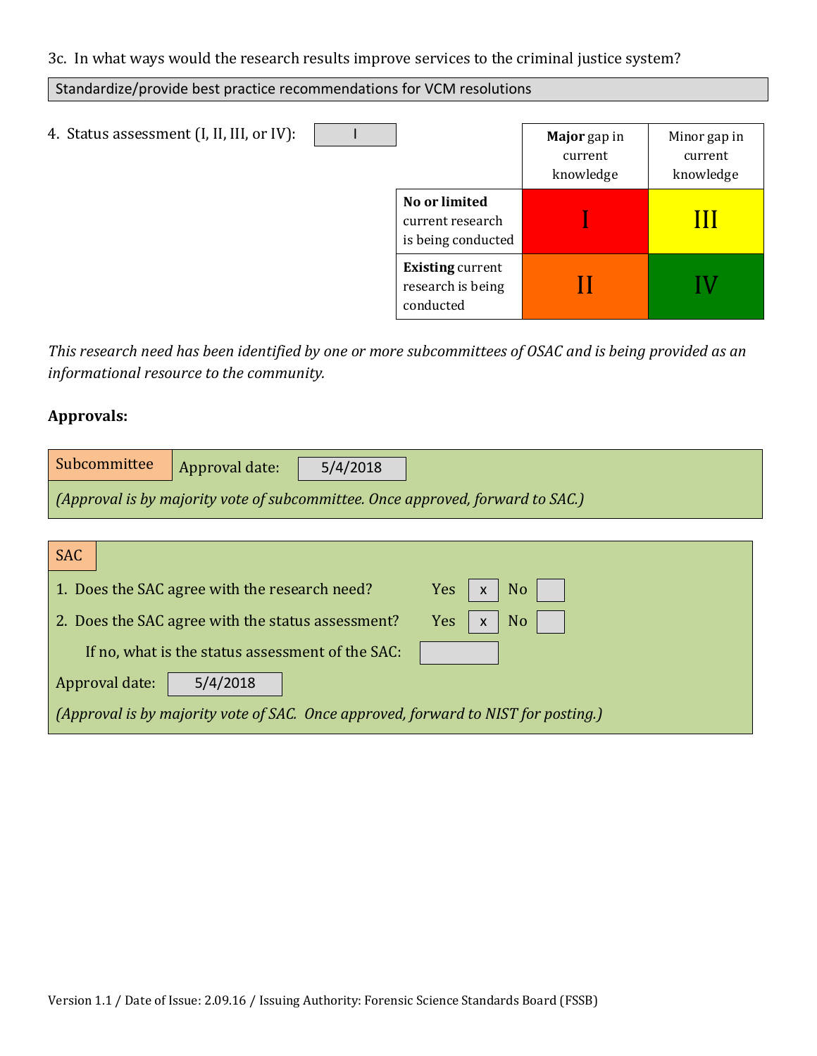3c. In what ways would the research results improve services to the criminal justice system?

Standardize/provide best practice recommendations for VCM resolutions

4. Status assessment (I, II, III, or IV): I

| | **Major** gap in current knowledge | Minor gap in current knowledge |
|---|---|---|
| **No or limited** current research is being conducted | I | III |
| **Existing** current research is being conducted | II | IV |

*This research need has been identified by one or more subcommittees of OSAC and is being provided as an informational resource to the community.*

**Approvals:**

Subcommittee — Approval date: 5/4/2018

*(Approval is by majority vote of subcommittee. Once approved, forward to SAC.)*

SAC

1. Does the SAC agree with the research need? Yes [x] No [ ]
2. Does the SAC agree with the status assessment? Yes [x] No [ ]

   If no, what is the status assessment of the SAC:

Approval date: 5/4/2018

*(Approval is by majority vote of SAC. Once approved, forward to NIST for posting.)*

Version 1.1 / Date of Issue: 2.09.16 / Issuing Authority: Forensic Science Standards Board (FSSB)